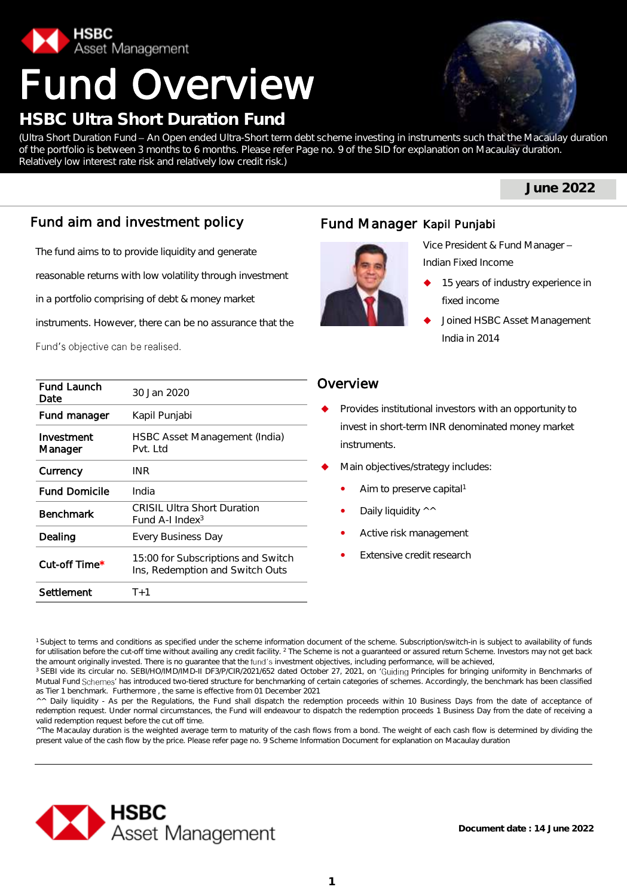HSBC Asset Management

# Fund Overview

## HSBC Ultra Short Duration Fund

(Ultra Short Duration Fund – An Open ended Ultra-Short term debt scheme investing in instruments such that the Macaulay duration of the portfolio is between 3 months to 6 months. Please refer Page no. 9 of the SID for explanation on Macaulay duration. Relatively low interest rate risk and relatively low credit risk.)

**June 2022**

## Fund aim and investment policy

The fund aims to to provide liquidity and generate reasonable returns with low volatility through investment in a portfolio comprising of debt & money market instruments. However, there can be no assurance that the Fund's objective can be realised.

| | |
|---|---|
| **Fund Launch Date** | 30 Jan 2020 |
| **Fund manager** | Kapil Punjabi |
| **Investment Manager** | HSBC Asset Management (India) Pvt. Ltd |
| **Currency** | INR |
| **Fund Domicile** | India |
| **Benchmark** | CRISIL Ultra Short Duration Fund A-I Index[3] |
| **Dealing** | Every Business Day |
| **Cut-off Time*** | 15:00 for Subscriptions and Switch Ins, Redemption and Switch Outs |
| **Settlement** | T+1 |

## Fund Manager Kapil Punjabi

Vice President & Fund Manager – Indian Fixed Income

- 15 years of industry experience in fixed income
- Joined HSBC Asset Management India in 2014

## Overview

- Provides institutional investors with an opportunity to invest in short-term INR denominated money market instruments.
- Main objectives/strategy includes:
  - Aim to preserve capital[1]
  - Daily liquidity ^^
  - Active risk management
  - Extensive credit research

[1] Subject to terms and conditions as specified under the scheme information document of the scheme. Subscription/switch-in is subject to availability of funds for utilisation before the cut-off time without availing any credit facility. [2] The Scheme is not a guaranteed or assured return Scheme. Investors may not get back the amount originally invested. There is no guarantee that the fund's investment objectives, including performance, will be achieved,
[3] SEBI vide its circular no. SEBI/HO/IMD/IMD-II DF3/P/CIR/2021/652 dated October 27, 2021, on 'Guiding Principles for bringing uniformity in Benchmarks of Mutual Fund Schemes' has introduced two-tiered structure for benchmarking of certain categories of schemes. Accordingly, the benchmark has been classified as Tier 1 benchmark. Furthermore , the same is effective from 01 December 2021
^^ Daily liquidity - As per the Regulations, the Fund shall dispatch the redemption proceeds within 10 Business Days from the date of acceptance of redemption request. Under normal circumstances, the Fund will endeavour to dispatch the redemption proceeds 1 Business Day from the date of receiving a valid redemption request before the cut off time.
^The Macaulay duration is the weighted average term to maturity of the cash flows from a bond. The weight of each cash flow is determined by dividing the present value of the cash flow by the price. Please refer page no. 9 Scheme Information Document for explanation on Macaulay duration

HSBC Asset Management

**Document date : 14 June 2022**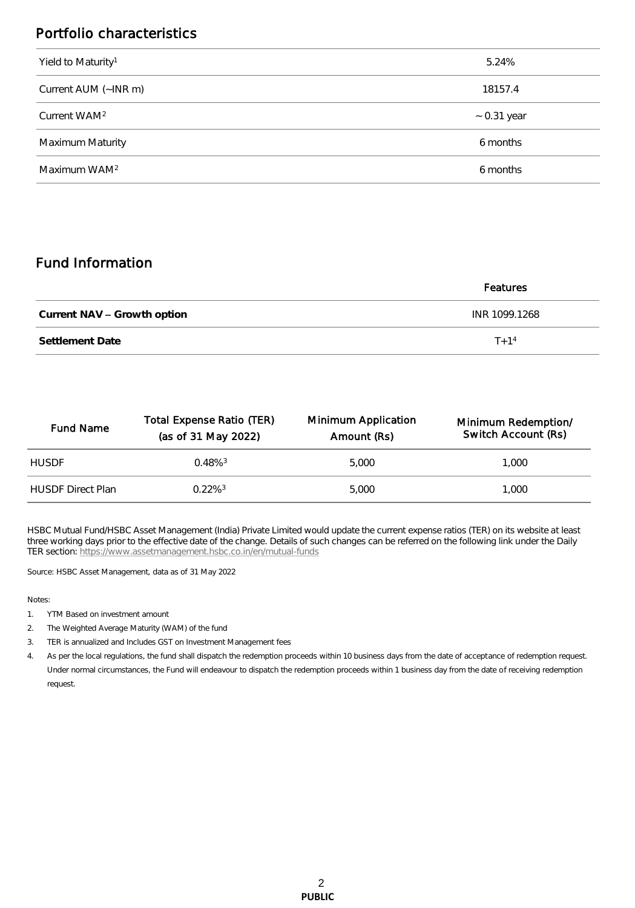## Portfolio characteristics

| | |
|---|---|
| Yield to Maturity[1] | 5.24% |
| Current AUM (~INR m) | 18157.4 |
| Current WAM[2] | ~ 0.31 year |
| Maximum Maturity | 6 months |
| Maximum WAM[2] | 6 months |

## Fund Information

| | Features |
|---|---|
| **Current NAV – Growth option** | INR 1099.1268 |
| **Settlement Date** | T+1[4] |

| Fund Name | Total Expense Ratio (TER) (as of 31 May 2022) | Minimum Application Amount (Rs) | Minimum Redemption/ Switch Account (Rs) |
|---|---|---|---|
| HUSDF | 0.48%[3] | 5,000 | 1,000 |
| HUSDF Direct Plan | 0.22%[3] | 5,000 | 1,000 |

HSBC Mutual Fund/HSBC Asset Management (India) Private Limited would update the current expense ratios (TER) on its website at least three working days prior to the effective date of the change. Details of such changes can be referred on the following link under the Daily TER section: https://www.assetmanagement.hsbc.co.in/en/mutual-funds

Source: HSBC Asset Management, data as of 31 May 2022

Notes:

1. YTM Based on investment amount
2. The Weighted Average Maturity (WAM) of the fund
3. TER is annualized and Includes GST on Investment Management fees
4. As per the local regulations, the fund shall dispatch the redemption proceeds within 10 business days from the date of acceptance of redemption request. Under normal circumstances, the Fund will endeavour to dispatch the redemption proceeds within 1 business day from the date of receiving redemption request.

**PUBLIC**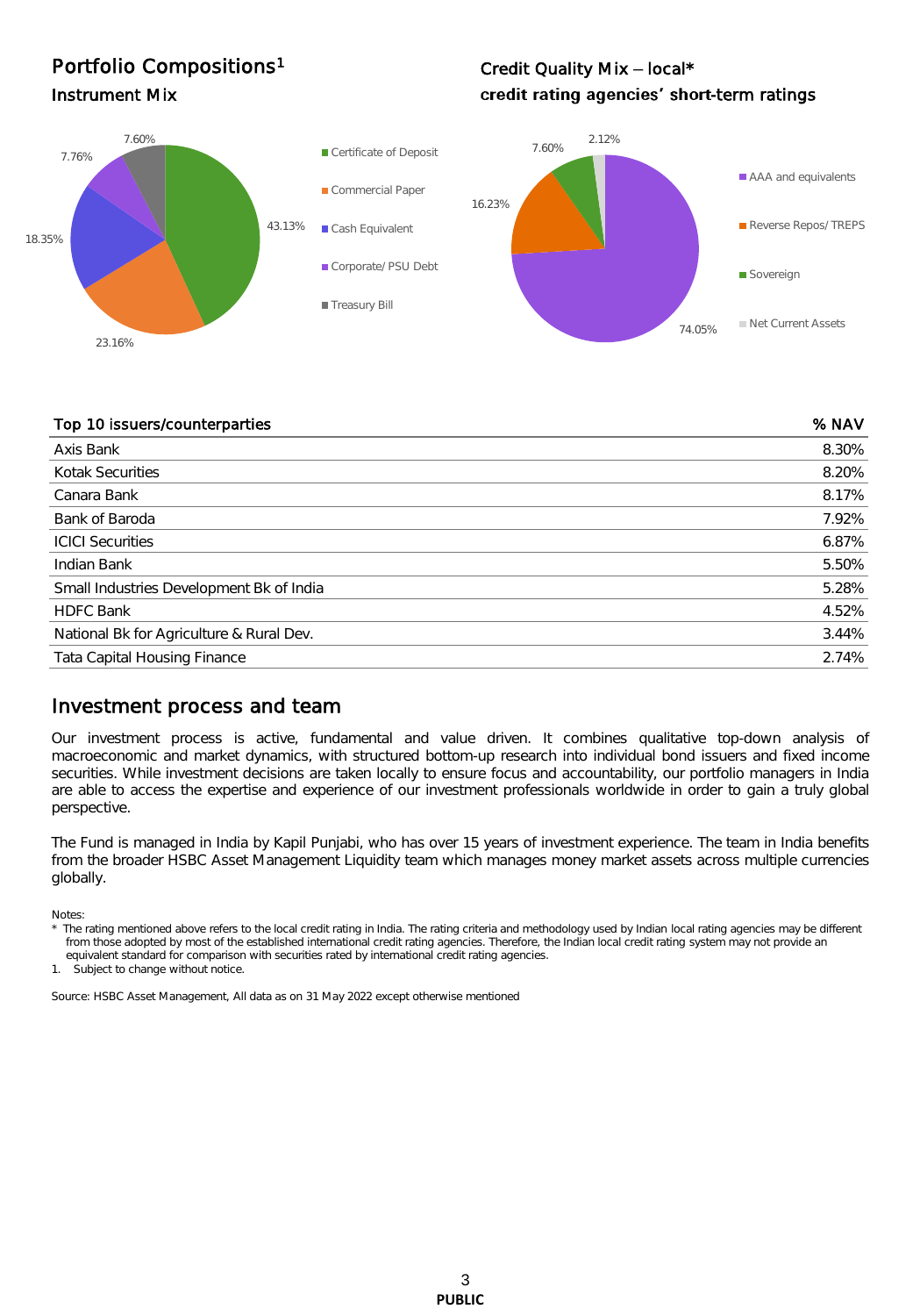## Portfolio Compositions[1]

### Instrument Mix

| Instrument | % |
|---|---|
| Certificate of Deposit | 43.13% |
| Commercial Paper | 23.16% |
| Cash Equivalent | 18.35% |
| Corporate/ PSU Debt | 7.76% |
| Treasury Bill | 7.60% |

### Credit Quality Mix – local*

**credit rating agencies' short-term ratings**

| Rating | % |
|---|---|
| AAA and equivalents | 74.05% |
| Reverse Repos/ TREPS | 16.23% |
| Sovereign | 7.60% |
| Net Current Assets | 2.12% |

| Top 10 issuers/counterparties | % NAV |
|---|---|
| Axis Bank | 8.30% |
| Kotak Securities | 8.20% |
| Canara Bank | 8.17% |
| Bank of Baroda | 7.92% |
| ICICI Securities | 6.87% |
| Indian Bank | 5.50% |
| Small Industries Development Bk of India | 5.28% |
| HDFC Bank | 4.52% |
| National Bk for Agriculture & Rural Dev. | 3.44% |
| Tata Capital Housing Finance | 2.74% |

## Investment process and team

Our investment process is active, fundamental and value driven. It combines qualitative top-down analysis of macroeconomic and market dynamics, with structured bottom-up research into individual bond issuers and fixed income securities. While investment decisions are taken locally to ensure focus and accountability, our portfolio managers in India are able to access the expertise and experience of our investment professionals worldwide in order to gain a truly global perspective.

The Fund is managed in India by Kapil Punjabi, who has over 15 years of investment experience. The team in India benefits from the broader HSBC Asset Management Liquidity team which manages money market assets across multiple currencies globally.

Notes:

* The rating mentioned above refers to the local credit rating in India. The rating criteria and methodology used by Indian local rating agencies may be different from those adopted by most of the established international credit rating agencies. Therefore, the Indian local credit rating system may not provide an equivalent standard for comparison with securities rated by international credit rating agencies.

1. Subject to change without notice.

Source: HSBC Asset Management, All data as on 31 May 2022 except otherwise mentioned

PUBLIC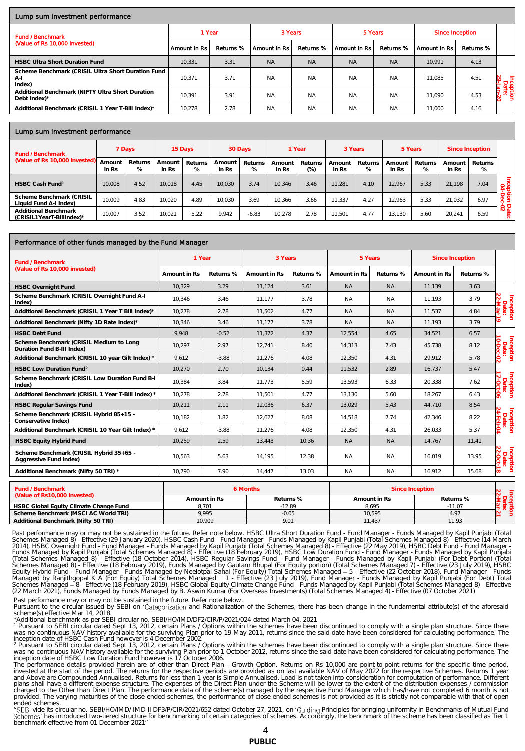## Lump sum investment performance

| Fund / Benchmark (Value of Rs 10,000 invested) | 1 Year | | 3 Years | | 5 Years | | Since Inception | | |
|---|---|---|---|---|---|---|---|---|---|
| | Amount in Rs | Returns % | Amount in Rs | Returns % | Amount in Rs | Returns % | Amount in Rs | Returns % | |
| HSBC Ultra Short Duration Fund | 10,331 | 3.31 | NA | NA | NA | NA | 10,991 | 4.13 | Inception Date: 29-Jan-20 |
| Scheme Benchmark (CRISIL Ultra Short Duration Fund A-I Index) | 10,371 | 3.71 | NA | NA | NA | NA | 11,085 | 4.51 | |
| Additional Benchmark (NIFTY Ultra Short Duration Debt Index)* | 10,391 | 3.91 | NA | NA | NA | NA | 11,090 | 4.53 | |
| Additional Benchmark (CRISIL 1 Year T-Bill Index)* | 10,278 | 2.78 | NA | NA | NA | NA | 11,000 | 4.16 | |

## Lump sum investment performance

| Fund / Benchmark (Value of Rs 10,000 invested) | 7 Days | | 15 Days | | 30 Days | | 1 Year | | 3 Years | | 5 Years | | Since Inception | | |
|---|---|---|---|---|---|---|---|---|---|---|---|---|---|---|---|
| | Amount in Rs | Returns % | Amount in Rs | Returns % | Amount in Rs | Returns % | Amount in Rs | Returns (%) | Amount in Rs | Returns % | Amount in Rs | Returns % | Amount in Rs | Returns % | |
| HSBC Cash Fund[1] | 10,008 | 4.52 | 10,018 | 4.45 | 10,030 | 3.74 | 10,346 | 3.46 | 11,281 | 4.10 | 12,967 | 5.33 | 21,198 | 7.04 | Inception Date: 04-Dec-02 |
| Scheme Benchmark (CRISIL Liquid Fund A-I Index) | 10,009 | 4.83 | 10,020 | 4.89 | 10,030 | 3.69 | 10,366 | 3.66 | 11,337 | 4.27 | 12,963 | 5.33 | 21,032 | 6.97 | |
| Additional Benchmark (CRISIL1YearT-BillIndex)* | 10,007 | 3.52 | 10,021 | 5.22 | 9,942 | -6.83 | 10,278 | 2.78 | 11,501 | 4.77 | 13,130 | 5.60 | 20,241 | 6.59 | |

## Performance of other funds managed by the Fund Manager

| Fund / Benchmark (Value of Rs 10,000 invested) | 1 Year | | 3 Years | | 5 Years | | Since Inception | | |
|---|---|---|---|---|---|---|---|---|---|
| | Amount in Rs | Returns % | Amount in Rs | Returns % | Amount in Rs | Returns % | Amount in Rs | Returns % | |
| HSBC Overnight Fund | 10,329 | 3.29 | 11,124 | 3.61 | NA | NA | 11,139 | 3.63 | Inception Date: 22-May-19 |
| Scheme Benchmark (CRISIL Overnight Fund A-I Index) | 10,346 | 3.46 | 11,177 | 3.78 | NA | NA | 11,193 | 3.79 | |
| Additional Benchmark (CRISIL 1 Year T Bill Index)* | 10,278 | 2.78 | 11,502 | 4.77 | NA | NA | 11,537 | 4.84 | |
| Additional Benchmark (Nifty 1D Rate Index)* | 10,346 | 3.46 | 11,177 | 3.78 | NA | NA | 11,193 | 3.79 | |
| HSBC Debt Fund | 9,948 | -0.52 | 11,372 | 4.37 | 12,554 | 4.65 | 34,521 | 6.57 | Inception Date: 10-Dec-02 |
| Scheme Benchmark (CRISIL Medium to Long Duration Fund B-III Index) | 10,297 | 2.97 | 12,741 | 8.40 | 14,313 | 7.43 | 45,738 | 8.12 | |
| Additional Benchmark (CRISIL 10 year Gilt Index) * | 9,612 | -3.88 | 11,276 | 4.08 | 12,350 | 4.31 | 29,912 | 5.78 | |
| HSBC Low Duration Fund[2] | 10,270 | 2.70 | 10,134 | 0.44 | 11,532 | 2.89 | 16,737 | 5.47 | Inception Date: 17-Oct-06 |
| Scheme Benchmark (CRISIL Low Duration Fund B-I Index) | 10,384 | 3.84 | 11,773 | 5.59 | 13,593 | 6.33 | 20,338 | 7.62 | |
| Additional Benchmark (CRISIL 1 Year T-Bill Index) * | 10,278 | 2.78 | 11,501 | 4.77 | 13,130 | 5.60 | 18,267 | 6.43 | |
| HSBC Regular Savings Fund | 10,211 | 2.11 | 12,036 | 6.37 | 13,029 | 5.43 | 44,710 | 8.54 | Inception Date: 24-Feb-04 |
| Scheme Benchmark (CRISIL Hybrid 85+15 - Conservative Index) | 10,182 | 1.82 | 12,627 | 8.08 | 14,518 | 7.74 | 42,346 | 8.22 | |
| Additional Benchmark (CRISIL 10 Year Gilt Index) * | 9,612 | -3.88 | 11,276 | 4.08 | 12,350 | 4.31 | 26,033 | 5.37 | |
| HSBC Equity Hybrid Fund | 10,259 | 2.59 | 13,443 | 10.36 | NA | NA | 14,767 | 11.41 | Inception Date: 22-Oct-18 |
| Scheme Benchmark (CRISIL Hybrid 35+65 - Aggressive Fund Index) | 10,563 | 5.63 | 14,195 | 12.38 | NA | NA | 16,019 | 13.95 | |
| Additional Benchmark (Nifty 50 TRI) * | 10,790 | 7.90 | 14,447 | 13.03 | NA | NA | 16,912 | 15.68 | |

| Fund / Benchmark (Value of Rs10,000 invested) | 6 Months | | Since Inception | | |
|---|---|---|---|---|---|
| | Amount in Rs | Returns % | Amount in Rs | Returns % | |
| HSBC Global Equity Climate Change Fund | 8,701 | -12.89 | 8,695 | -11.07 | Inception Date: 22-Mar-21 |
| Scheme Benchmark (MSCI AC World TRI) | 9,995 | -0.05 | 10,595 | 4.97 | |
| Additional Benchmark (Nifty 50 TRI) | 10,909 | 9.01 | 11,437 | 11.93 | |

Past performance may or may not be sustained in the future. Refer note below. HSBC Ultra Short Duration Fund - Fund Manager - Funds Managed by Kapil Punjabi (Total Schemes Managed 8) - Effective (29 January 2020), HSBC Cash Fund - Fund Manager - Funds Managed by Kapil Punjabi (Total Schemes Managed 8) - Effective (14 March 2014), HSBC Overnight Fund - Fund Manager - Funds Managed by Kapil Punjabi (Total Schemes Managed 8) - Effective (22 May 2019), HSBC Debt Fund - Fund Manager - Funds Managed by Kapil Punjabi (Total Schemes Managed 8) - Effective (18 February 2019), HSBC Low Duration Fund - Fund Manager - Funds Managed by Kapil Punjabi (Total Schemes Managed 8) - Effective (18 October 2014), HSBC Regular Savings Fund - Fund Manager - Funds Managed by Kapil Punjabi (For Debt Portion) (Total Schemes Managed 8) - Effective (18 February 2019), Funds Managed by Gautam Bhupal (For Equity portion) (Total Schemes Managed 7) - Effective (23 July 2019), HSBC Equity Hybrid Fund - Fund Manager - Funds Managed by Neelotpal Sahai (For Equity) Total Schemes Managed – 5 - Effective (22 October 2018), Fund Manager - Funds Managed by Ranjithgopal K A (For Equity) Total Schemes Managed – 1 - Effective (23 July 2019), Fund Manager - Funds Managed by Kapil Punjabi (For Debt) Total Schemes Managed – 8 - Effective (18 February 2019), HSBC Global Equity Climate Change Fund - Funds Managed by Kapil Punjabi (Total Schemes Managed 8) - Effective (22 March 2021), Funds Managed by Funds Managed by B. Aswin Kumar (For Overseas Investments) (Total Schemes Managed 4) - Effective (07 October 2021)

Past performance may or may not be sustained in the future. Refer note below.
Pursuant to the circular issued by SEBI on 'Categorization and Rationalization of the Schemes, there has been change in the fundamental attribute(s) of the aforesaid scheme(s) effective Mar 14, 2018.
*Additional benchmark as per SEBI circular no. SEBI/HO/IMD/DF2/CIR/P/2021/024 dated March 04, 2021
[1] Pursuant to SEBI circular dated Sept 13, 2012, certain Plans / Options within the schemes have been discontinued to comply with a single plan structure. Since there was no continuous NAV history available for the surviving Plan prior to 19 May 2011, returns since the said date have been considered for calculating performance. The inception date of HSBC Cash Fund however is 4 December 2002.
[2] Pursuant to SEBI circular dated Sept 13, 2012, certain Plans / Options within the schemes have been discontinued to comply with a single plan structure. Since there was no continuous NAV history available for the surviving Plan prior to 1 October 2012, returns since the said date have been considered for calculating performance. The inception date of HSBC Low Duration Fund however is 17 October 2006.
The performance details provided herein are of other than Direct Plan - Growth Option. Returns on Rs 10,000 are point-to-point returns for the specific time period, invested at the start of the period. The returns for the respective periods are provided as on last available NAV of May 2022 for the respective Schemes. Returns 1 year and Above are Compounded Annualised. Returns for less than 1 year is Simple Annualised. Load is not taken into consideration for computation of performance. Different plans shall have a different expense structure. The expenses of the Direct Plan under the Scheme will be lower to the extent of the distribution expenses / commission charged to the Other than Direct Plan. The performance data of the scheme(s) managed by the respective Fund Manager which has/have not completed 6 month is not provided. The varying maturities of the close ended schemes, the performance of close-ended schemes is not provided as it is strictly not comparable with that of open ended schemes.
"SEBI vide its circular no. SEBI/HO/IMD/ IMD-II DF3/P/CIR/2021/652 dated October 27, 2021, on 'Guiding Principles for bringing uniformity in Benchmarks of Mutual Fund Schemes' has introduced two-tiered structure for benchmarking of certain categories of schemes. Accordingly, the benchmark of the scheme has been classified as Tier 1 benchmark effective from 01 December 2021"

PUBLIC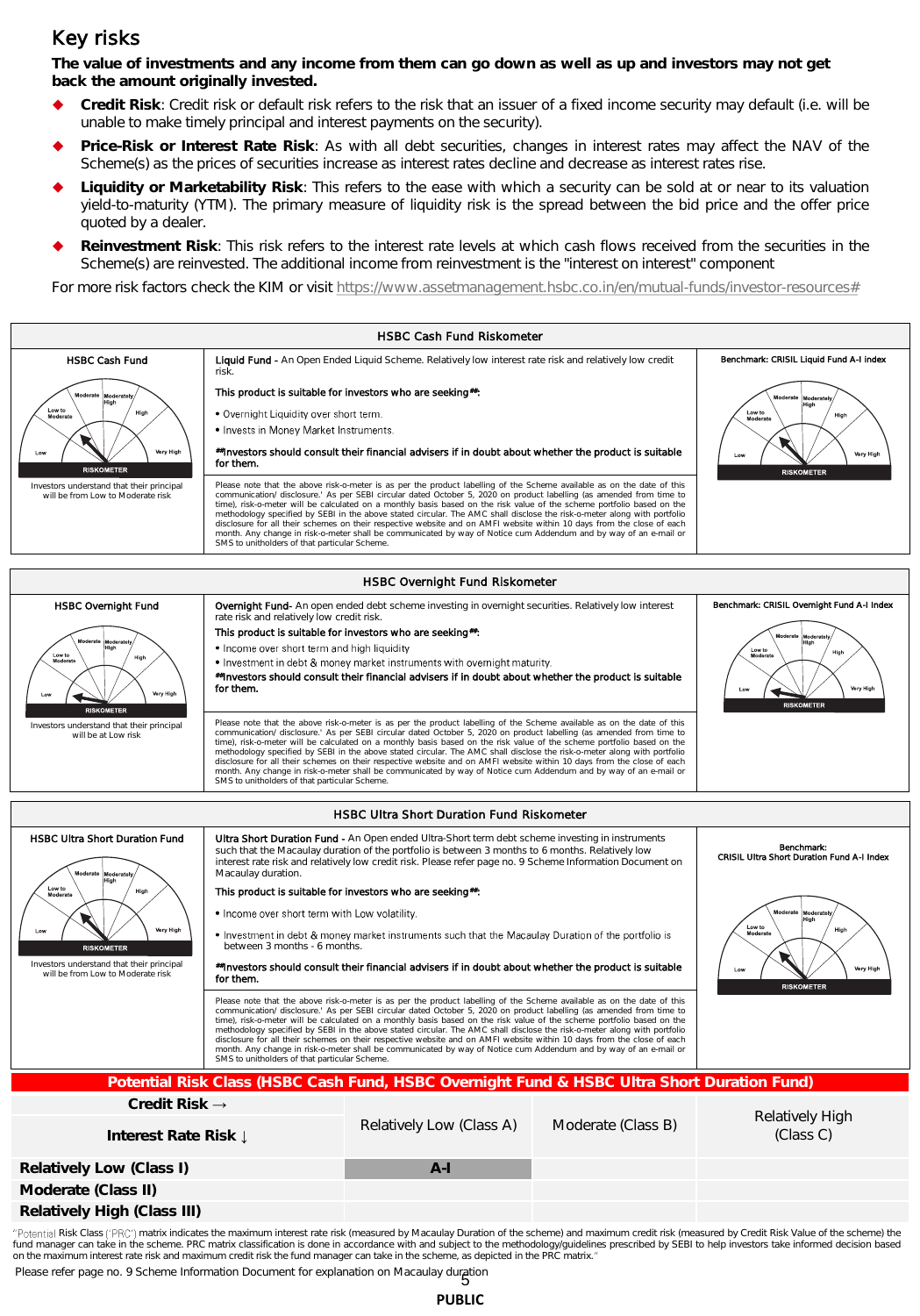## Key risks

**The value of investments and any income from them can go down as well as up and investors may not get back the amount originally invested.**

- **Credit Risk**: Credit risk or default risk refers to the risk that an issuer of a fixed income security may default (i.e. will be unable to make timely principal and interest payments on the security).
- **Price-Risk or Interest Rate Risk**: As with all debt securities, changes in interest rates may affect the NAV of the Scheme(s) as the prices of securities increase as interest rates decline and decrease as interest rates rise.
- **Liquidity or Marketability Risk**: This refers to the ease with which a security can be sold at or near to its valuation yield-to-maturity (YTM). The primary measure of liquidity risk is the spread between the bid price and the offer price quoted by a dealer.
- **Reinvestment Risk**: This risk refers to the interest rate levels at which cash flows received from the securities in the Scheme(s) are reinvested. The additional income from reinvestment is the "interest on interest" component

For more risk factors check the KIM or visit https://www.assetmanagement.hsbc.co.in/en/mutual-funds/investor-resources#

### HSBC Cash Fund Riskometer

| HSBC Cash Fund | | Benchmark: CRISIL Liquid Fund A-I index |
|---|---|---|
| RISKOMETER<br>Investors understand that their principal will be from Low to Moderate risk | **Liquid Fund** - An Open Ended Liquid Scheme. Relatively low interest rate risk and relatively low credit risk.<br>This product is suitable for investors who are seeking##:<br>• Overnight Liquidity over short term.<br>• Invests in Money Market Instruments.<br>##Investors should consult their financial advisers if in doubt about whether the product is suitable for them.<br><br>Please note that the above risk-o-meter is as per the product labelling of the Scheme available as on the date of this communication/ disclosure.' As per SEBI circular dated October 5, 2020 on product labelling (as amended from time to time), risk-o-meter will be calculated on a monthly basis based on the risk value of the scheme portfolio based on the methodology specified by SEBI in the above stated circular. The AMC shall disclose the risk-o-meter along with portfolio disclosure for all their schemes on their respective website and on AMFI website within 10 days from the close of each month. Any change in risk-o-meter shall be communicated by way of Notice cum Addendum and by way of an e-mail or SMS to unitholders of that particular Scheme. | RISKOMETER |

### HSBC Overnight Fund Riskometer

| HSBC Overnight Fund | | Benchmark: CRISIL Overnight Fund A-I Index |
|---|---|---|
| RISKOMETER<br>Investors understand that their principal will be at Low risk | **Overnight Fund**- An open ended debt scheme investing in overnight securities. Relatively low interest rate risk and relatively low credit risk.<br>This product is suitable for investors who are seeking##:<br>• Income over short term and high liquidity<br>• Investment in debt & money market instruments with overnight maturity.<br>##Investors should consult their financial advisers if in doubt about whether the product is suitable for them.<br><br>Please note that the above risk-o-meter is as per the product labelling of the Scheme available as on the date of this communication/ disclosure.' As per SEBI circular dated October 5, 2020 on product labelling (as amended from time to time), risk-o-meter will be calculated on a monthly basis based on the risk value of the scheme portfolio based on the methodology specified by SEBI in the above stated circular. The AMC shall disclose the risk-o-meter along with portfolio disclosure for all their schemes on their respective website and on AMFI website within 10 days from the close of each month. Any change in risk-o-meter shall be communicated by way of Notice cum Addendum and by way of an e-mail or SMS to unitholders of that particular Scheme. | RISKOMETER |

### HSBC Ultra Short Duration Fund Riskometer

| HSBC Ultra Short Duration Fund | | Benchmark: CRISIL Ultra Short Duration Fund A-I Index |
|---|---|---|
| RISKOMETER<br>Investors understand that their principal will be from Low to Moderate risk | **Ultra Short Duration Fund** - An Open ended Ultra-Short term debt scheme investing in instruments such that the Macaulay duration of the portfolio is between 3 months to 6 months. Relatively low interest rate risk and relatively low credit risk. Please refer page no. 9 Scheme Information Document on Macaulay duration.<br>This product is suitable for investors who are seeking##:<br>• Income over short term with Low volatility.<br>• Investment in debt & money market instruments such that the Macaulay Duration of the portfolio is between 3 months - 6 months.<br>##Investors should consult their financial advisers if in doubt about whether the product is suitable for them.<br><br>Please note that the above risk-o-meter is as per the product labelling of the Scheme available as on the date of this communication/ disclosure.' As per SEBI circular dated October 5, 2020 on product labelling (as amended from time to time), risk-o-meter will be calculated on a monthly basis based on the risk value of the scheme portfolio based on the methodology specified by SEBI in the above stated circular. The AMC shall disclose the risk-o-meter along with portfolio disclosure for all their schemes on their respective website and on AMFI website within 10 days from the close of each month. Any change in risk-o-meter shall be communicated by way of Notice cum Addendum and by way of an e-mail or SMS to unitholders of that particular Scheme. | RISKOMETER |

### Potential Risk Class (HSBC Cash Fund, HSBC Overnight Fund & HSBC Ultra Short Duration Fund)

| Credit Risk → / Interest Rate Risk ↓ | Relatively Low (Class A) | Moderate (Class B) | Relatively High (Class C) |
|---|---|---|---|
| **Relatively Low (Class I)** | **A-I** | | |
| **Moderate (Class II)** | | | |
| **Relatively High (Class III)** | | | |

"Potential Risk Class ('PRC') matrix indicates the maximum interest rate risk (measured by Macaulay Duration of the scheme) and maximum credit risk (measured by Credit Risk Value of the scheme) the fund manager can take in the scheme. PRC matrix classification is done in accordance with and subject to the methodology/guidelines prescribed by SEBI to help investors take informed decision based on the maximum interest rate risk and maximum credit risk the fund manager can take in the scheme, as depicted in the PRC matrix."

Please refer page no. 9 Scheme Information Document for explanation on Macaulay duration

PUBLIC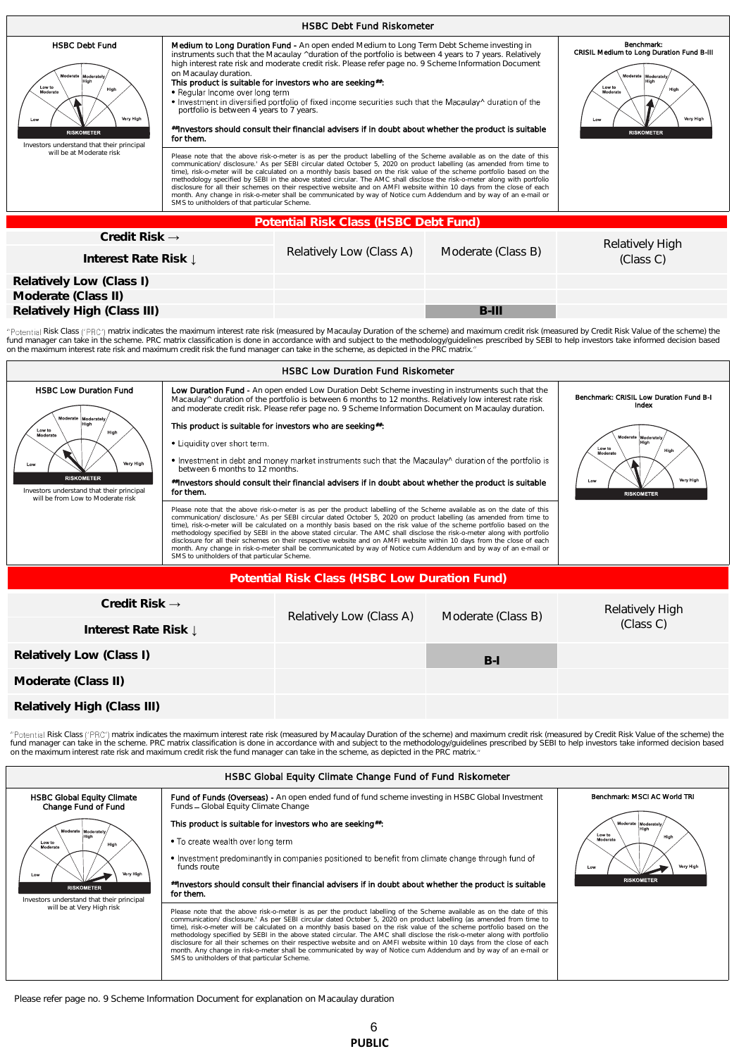## HSBC Debt Fund Riskometer

| HSBC Debt Fund | | Benchmark: CRISIL Medium to Long Duration Fund B-III |
|---|---|---|
| Investors understand that their principal will be at Moderate risk | **Medium to Long Duration Fund -** An open ended Medium to Long Term Debt Scheme investing in instruments such that the Macaulay ^duration of the portfolio is between 4 years to 7 years. Relatively high interest rate risk and moderate credit risk. Please refer page no. 9 Scheme Information Document on Macaulay duration.<br>**This product is suitable for investors who are seeking##:**<br>• Regular Income over long term<br>• Investment in diversified portfolio of fixed income securities such that the Macaulay^ duration of the portfolio is between 4 years to 7 years.<br>**##Investors should consult their financial advisers if in doubt about whether the product is suitable for them.** | |
| | Please note that the above risk-o-meter is as per the product labelling of the Scheme available as on the date of this communication/ disclosure.' As per SEBI circular dated October 5, 2020 on product labelling (as amended from time to time), risk-o-meter will be calculated on a monthly basis based on the risk value of the scheme portfolio based on the methodology specified by SEBI in the above stated circular. The AMC shall disclose the risk-o-meter along with portfolio disclosure for all their schemes on their respective website and on AMFI website within 10 days from the close of each month. Any change in risk-o-meter shall be communicated by way of Notice cum Addendum and by way of an e-mail or SMS to unitholders of that particular Scheme. | |

### Potential Risk Class (HSBC Debt Fund)

| Credit Risk →<br>Interest Rate Risk ↓ | Relatively Low (Class A) | Moderate (Class B) | Relatively High (Class C) |
|---|---|---|---|
| **Relatively Low (Class I)** | | | |
| **Moderate (Class II)** | | | |
| **Relatively High (Class III)** | | **B-III** | |

"Potential Risk Class ('PRC') matrix indicates the maximum interest rate risk (measured by Macaulay Duration of the scheme) and maximum credit risk (measured by Credit Risk Value of the scheme) the fund manager can take in the scheme. PRC matrix classification is done in accordance with and subject to the methodology/guidelines prescribed by SEBI to help investors take informed decision based on the maximum interest rate risk and maximum credit risk the fund manager can take in the scheme, as depicted in the PRC matrix."

## HSBC Low Duration Fund Riskometer

| HSBC Low Duration Fund | | Benchmark: CRISIL Low Duration Fund B-I Index |
|---|---|---|
| Investors understand that their principal will be from Low to Moderate risk | **Low Duration Fund -** An open ended Low Duration Debt Scheme investing in instruments such that the Macaulay^ duration of the portfolio is between 6 months to 12 months. Relatively low interest rate risk and moderate credit risk. Please refer page no. 9 Scheme Information Document on Macaulay duration.<br>**This product is suitable for investors who are seeking##:**<br>• Liquidity over short term.<br>• Investment in debt and money market instruments such that the Macaulay^ duration of the portfolio is between 6 months to 12 months.<br>**##Investors should consult their financial advisers if in doubt about whether the product is suitable for them.** | |
| | Please note that the above risk-o-meter is as per the product labelling of the Scheme available as on the date of this communication/ disclosure.' As per SEBI circular dated October 5, 2020 on product labelling (as amended from time to time), risk-o-meter will be calculated on a monthly basis based on the risk value of the scheme portfolio based on the methodology specified by SEBI in the above stated circular. The AMC shall disclose the risk-o-meter along with portfolio disclosure for all their schemes on their respective website and on AMFI website within 10 days from the close of each month. Any change in risk-o-meter shall be communicated by way of Notice cum Addendum and by way of an e-mail or SMS to unitholders of that particular Scheme. | |

### Potential Risk Class (HSBC Low Duration Fund)

| Credit Risk →<br>Interest Rate Risk ↓ | Relatively Low (Class A) | Moderate (Class B) | Relatively High (Class C) |
|---|---|---|---|
| **Relatively Low (Class I)** | | **B-I** | |
| **Moderate (Class II)** | | | |
| **Relatively High (Class III)** | | | |

"Potential Risk Class ('PRC') matrix indicates the maximum interest rate risk (measured by Macaulay Duration of the scheme) and maximum credit risk (measured by Credit Risk Value of the scheme) the fund manager can take in the scheme. PRC matrix classification is done in accordance with and subject to the methodology/guidelines prescribed by SEBI to help investors take informed decision based on the maximum interest rate risk and maximum credit risk the fund manager can take in the scheme, as depicted in the PRC matrix."

## HSBC Global Equity Climate Change Fund of Fund Riskometer

| HSBC Global Equity Climate Change Fund of Fund | | Benchmark: MSCI AC World TRI |
|---|---|---|
| Investors understand that their principal will be at Very High risk | **Fund of Funds (Overseas) -** An open ended fund of fund scheme investing in HSBC Global Investment Funds – Global Equity Climate Change<br>**This product is suitable for investors who are seeking##:**<br>• To create wealth over long term<br>• Investment predominantly in companies positioned to benefit from climate change through fund of funds route<br>**##Investors should consult their financial advisers if in doubt about whether the product is suitable for them.** | |
| | Please note that the above risk-o-meter is as per the product labelling of the Scheme available as on the date of this communication/ disclosure.' As per SEBI circular dated October 5, 2020 on product labelling (as amended from time to time), risk-o-meter will be calculated on a monthly basis based on the risk value of the scheme portfolio based on the methodology specified by SEBI in the above stated circular. The AMC shall disclose the risk-o-meter along with portfolio disclosure for all their schemes on their respective website and on AMFI website within 10 days from the close of each month. Any change in risk-o-meter shall be communicated by way of Notice cum Addendum and by way of an e-mail or SMS to unitholders of that particular Scheme. | |

Please refer page no. 9 Scheme Information Document for explanation on Macaulay duration

PUBLIC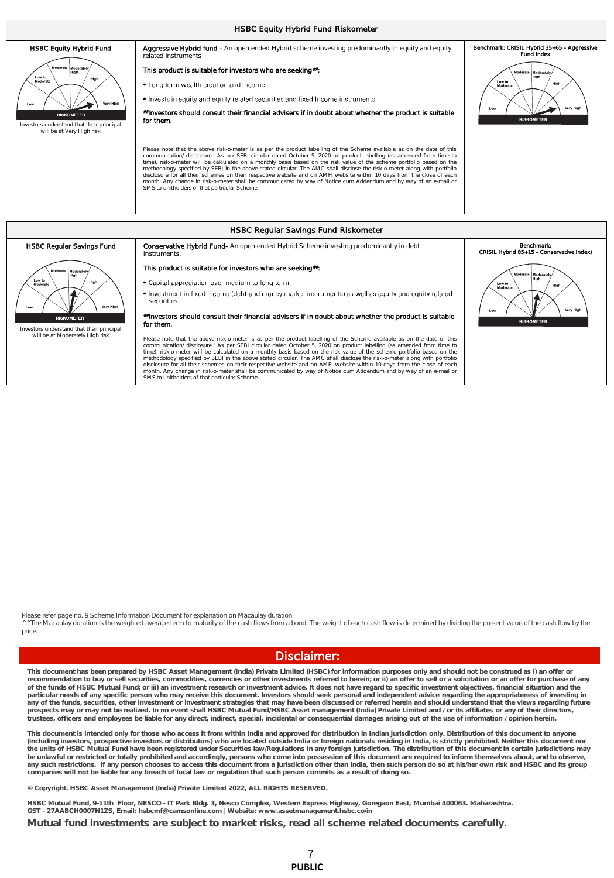## HSBC Equity Hybrid Fund Riskometer

| HSBC Equity Hybrid Fund | Aggressive Hybrid fund - An open ended Hybrid scheme investing predominantly in equity and equity related instruments | Benchmark: CRISIL Hybrid 35+65 - Aggressive Fund Index |
|---|---|---|
| Low, Low to Moderate, Moderate, Moderately High, High, Very High<br>RISKOMETER<br>Investors understand that their principal will be at Very High risk | This product is suitable for investors who are seeking##:<br>• Long term wealth creation and income.<br>• Invests in equity and equity related securities and fixed Income instruments.<br>##Investors should consult their financial advisers if in doubt about whether the product is suitable for them. | Low, Low to Moderate, Moderate, Moderately High, High, Very High<br>RISKOMETER |
| | Please note that the above risk-o-meter is as per the product labelling of the Scheme available as on the date of this communication/ disclosure.' As per SEBI circular dated October 5, 2020 on product labelling (as amended from time to time), risk-o-meter will be calculated on a monthly basis based on the risk value of the scheme portfolio based on the methodology specified by SEBI in the above stated circular. The AMC shall disclose the risk-o-meter along with portfolio disclosure for all their schemes on their respective website and on AMFI website within 10 days from the close of each month. Any change in risk-o-meter shall be communicated by way of Notice cum Addendum and by way of an e-mail or SMS to unitholders of that particular Scheme. | |

## HSBC Regular Savings Fund Riskometer

| HSBC Regular Savings Fund | Conservative Hybrid Fund- An open ended Hybrid Scheme investing predominantly in debt instruments. | Benchmark: CRISIL Hybrid 85+15 - Conservative Index) |
|---|---|---|
| Low, Low to Moderate, Moderate, Moderately High, High, Very High<br>RISKOMETER<br>Investors understand that their principal will be at Moderately High risk | This product is suitable for investors who are seeking##:<br>• Capital appreciation over medium to long term.<br>• Investment in fixed income (debt and money market instruments) as well as equity and equity related securities.<br>##Investors should consult their financial advisers if in doubt about whether the product is suitable for them. | Low, Low to Moderate, Moderate, Moderately High, High, Very High<br>RISKOMETER |
| | Please note that the above risk-o-meter is as per the product labelling of the Scheme available as on the date of this communication/ disclosure.' As per SEBI circular dated October 5, 2020 on product labelling (as amended from time to time), risk-o-meter will be calculated on a monthly basis based on the risk value of the scheme portfolio based on the methodology specified by SEBI in the above stated circular. The AMC shall disclose the risk-o-meter along with portfolio disclosure for all their schemes on their respective website and on AMFI website within 10 days from the close of each month. Any change in risk-o-meter shall be communicated by way of Notice cum Addendum and by way of an e-mail or SMS to unitholders of that particular Scheme. | |

Please refer page no. 9 Scheme Information Document for explanation on Macaulay duration

^^The Macaulay duration is the weighted average term to maturity of the cash flows from a bond. The weight of each cash flow is determined by dividing the present value of the cash flow by the price.

## Disclaimer:

**This document has been prepared by HSBC Asset Management (India) Private Limited (HSBC) for information purposes only and should not be construed as i) an offer or recommendation to buy or sell securities, commodities, currencies or other investments referred to herein; or ii) an offer to sell or a solicitation or an offer for purchase of any of the funds of HSBC Mutual Fund; or iii) an investment research or investment advice. It does not have regard to specific investment objectives, financial situation and the particular needs of any specific person who may receive this document. Investors should seek personal and independent advice regarding the appropriateness of investing in any of the funds, securities, other investment or investment strategies that may have been discussed or referred herein and should understand that the views regarding future prospects may or may not be realized. In no event shall HSBC Mutual Fund/HSBC Asset management (India) Private Limited and / or its affiliates or any of their directors, trustees, officers and employees be liable for any direct, indirect, special, incidental or consequential damages arising out of the use of information / opinion herein.**

**This document is intended only for those who access it from within India and approved for distribution in Indian jurisdiction only. Distribution of this document to anyone (including investors, prospective investors or distributors) who are located outside India or foreign nationals residing in India, is strictly prohibited. Neither this document nor the units of HSBC Mutual Fund have been registered under Securities law/Regulations in any foreign jurisdiction. The distribution of this document in certain jurisdictions may be unlawful or restricted or totally prohibited and accordingly, persons who come into possession of this document are required to inform themselves about, and to observe, any such restrictions. If any person chooses to access this document from a jurisdiction other than India, then such person do so at his/her own risk and HSBC and its group companies will not be liable for any breach of local law or regulation that such person commits as a result of doing so.**

**© Copyright. HSBC Asset Management (India) Private Limited 2022, ALL RIGHTS RESERVED.**

**HSBC Mutual Fund, 9-11th Floor, NESCO - IT Park Bldg. 3, Nesco Complex, Western Express Highway, Goregaon East, Mumbai 400063. Maharashtra.**
**GST - 27AABCH0007N1ZS, Email: hsbcmf@camsonline.com | Website: www.assetmanagement.hsbc.co/in**

**Mutual fund investments are subject to market risks, read all scheme related documents carefully.**

**PUBLIC**